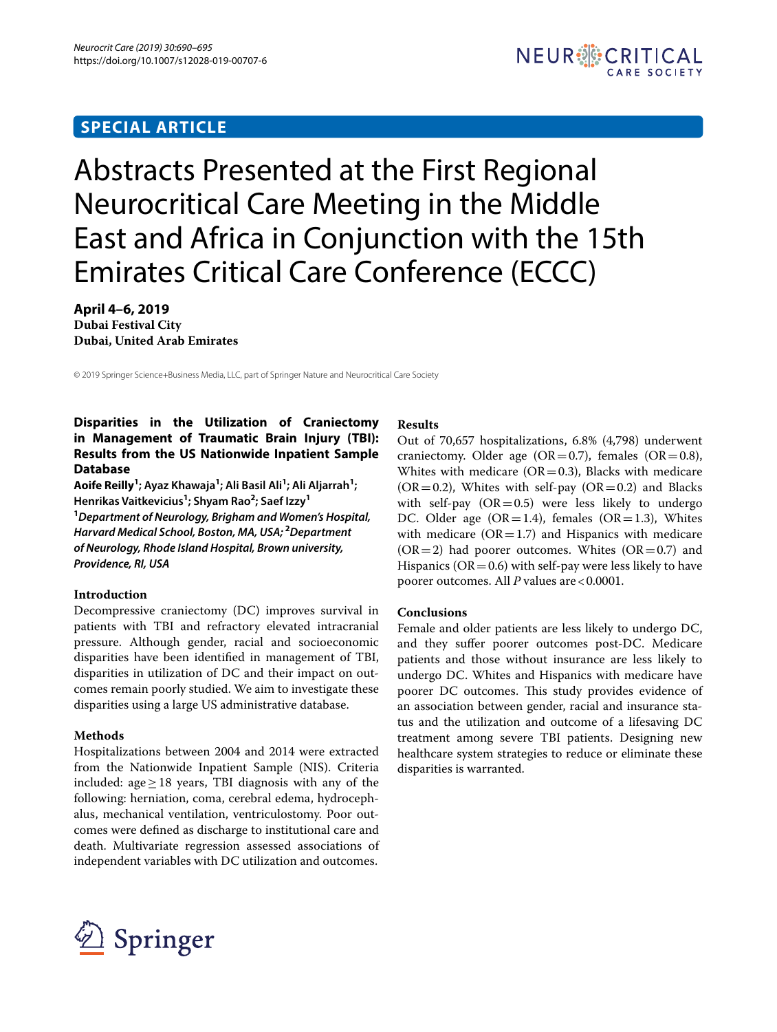SPECIAL ARTICLE

# Abstracts Presented at the First Regional Neurocritical Care Meeting in the Middle East and Africa in Conjunction with the 15th Emirates Critical Care Conference (ECCC)

**April 4–6, 2019**
**Dubai Festival City**
**Dubai, United Arab Emirates**

© 2019 Springer Science+Business Media, LLC, part of Springer Nature and Neurocritical Care Society

## Disparities in the Utilization of Craniectomy in Management of Traumatic Brain Injury (TBI): Results from the US Nationwide Inpatient Sample Database

**Aoife Reilly[1]; Ayaz Khawaja[1]; Ali Basil Ali[1]; Ali Aljarrah[1]; Henrikas Vaitkevicius[1]; Shyam Rao[2]; Saef Izzy[1]**

*[1]Department of Neurology, Brigham and Women's Hospital, Harvard Medical School, Boston, MA, USA; [2]Department of Neurology, Rhode Island Hospital, Brown university, Providence, RI, USA*

### Introduction

Decompressive craniectomy (DC) improves survival in patients with TBI and refractory elevated intracranial pressure. Although gender, racial and socioeconomic disparities have been identified in management of TBI, disparities in utilization of DC and their impact on outcomes remain poorly studied. We aim to investigate these disparities using a large US administrative database.

### Methods

Hospitalizations between 2004 and 2014 were extracted from the Nationwide Inpatient Sample (NIS). Criteria included: age $\geq$ 18 years, TBI diagnosis with any of the following: herniation, coma, cerebral edema, hydrocephalus, mechanical ventilation, ventriculostomy. Poor outcomes were defined as discharge to institutional care and death. Multivariate regression assessed associations of independent variables with DC utilization and outcomes.

### Results

Out of 70,657 hospitalizations, 6.8% (4,798) underwent craniectomy. Older age (OR = 0.7), females (OR = 0.8), Whites with medicare (OR = 0.3), Blacks with medicare (OR = 0.2), Whites with self-pay (OR = 0.2) and Blacks with self-pay (OR = 0.5) were less likely to undergo DC. Older age (OR = 1.4), females (OR = 1.3), Whites with medicare (OR = 1.7) and Hispanics with medicare (OR = 2) had poorer outcomes. Whites (OR = 0.7) and Hispanics (OR = 0.6) with self-pay were less likely to have poorer outcomes. All *P* values are $< 0.0001$.

### Conclusions

Female and older patients are less likely to undergo DC, and they suffer poorer outcomes post-DC. Medicare patients and those without insurance are less likely to undergo DC. Whites and Hispanics with medicare have poorer DC outcomes. This study provides evidence of an association between gender, racial and insurance status and the utilization and outcome of a lifesaving DC treatment among severe TBI patients. Designing new healthcare system strategies to reduce or eliminate these disparities is warranted.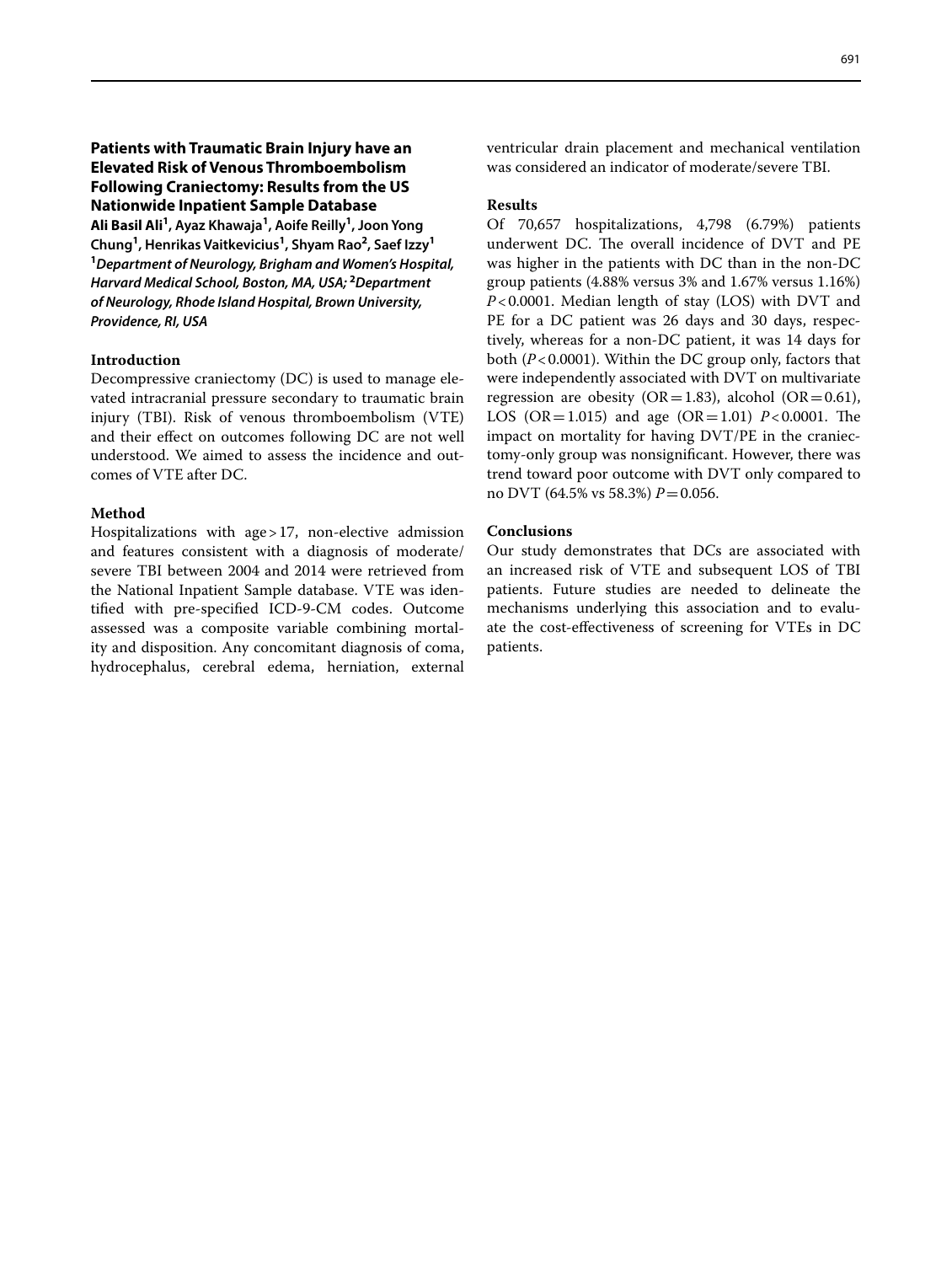## Patients with Traumatic Brain Injury have an Elevated Risk of Venous Thromboembolism Following Craniectomy: Results from the US Nationwide Inpatient Sample Database

**Ali Basil Ali[1], Ayaz Khawaja[1], Aoife Reilly[1], Joon Yong Chung[1], Henrikas Vaitkevicius[1], Shyam Rao[2], Saef Izzy[1]**

*[1]Department of Neurology, Brigham and Women's Hospital, Harvard Medical School, Boston, MA, USA; [2]Department of Neurology, Rhode Island Hospital, Brown University, Providence, RI, USA*

### Introduction

Decompressive craniectomy (DC) is used to manage elevated intracranial pressure secondary to traumatic brain injury (TBI). Risk of venous thromboembolism (VTE) and their effect on outcomes following DC are not well understood. We aimed to assess the incidence and outcomes of VTE after DC.

### Method

Hospitalizations with age > 17, non-elective admission and features consistent with a diagnosis of moderate/severe TBI between 2004 and 2014 were retrieved from the National Inpatient Sample database. VTE was identified with pre-specified ICD-9-CM codes. Outcome assessed was a composite variable combining mortality and disposition. Any concomitant diagnosis of coma, hydrocephalus, cerebral edema, herniation, external ventricular drain placement and mechanical ventilation was considered an indicator of moderate/severe TBI.

### Results

Of 70,657 hospitalizations, 4,798 (6.79%) patients underwent DC. The overall incidence of DVT and PE was higher in the patients with DC than in the non-DC group patients (4.88% versus 3% and 1.67% versus 1.16%) $P < 0.0001$. Median length of stay (LOS) with DVT and PE for a DC patient was 26 days and 30 days, respectively, whereas for a non-DC patient, it was 14 days for both ($P < 0.0001$). Within the DC group only, factors that were independently associated with DVT on multivariate regression are obesity (OR = 1.83), alcohol (OR = 0.61), LOS (OR = 1.015) and age (OR = 1.01) $P < 0.0001$. The impact on mortality for having DVT/PE in the craniectomy-only group was nonsignificant. However, there was trend toward poor outcome with DVT only compared to no DVT (64.5% vs 58.3%) $P = 0.056$.

### Conclusions

Our study demonstrates that DCs are associated with an increased risk of VTE and subsequent LOS of TBI patients. Future studies are needed to delineate the mechanisms underlying this association and to evaluate the cost-effectiveness of screening for VTEs in DC patients.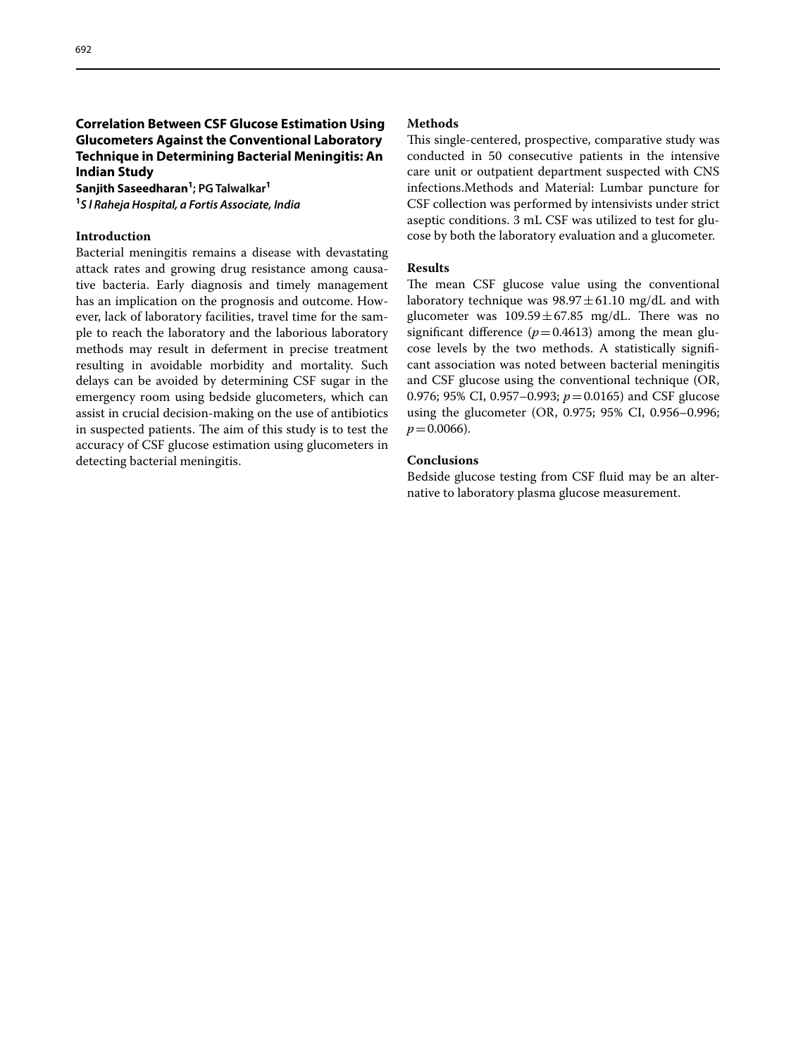## Correlation Between CSF Glucose Estimation Using Glucometers Against the Conventional Laboratory Technique in Determining Bacterial Meningitis: An Indian Study

**Sanjith Saseedharan[1]; PG Talwalkar[1]**

[1]*S l Raheja Hospital, a Fortis Associate, India*

### Introduction

Bacterial meningitis remains a disease with devastating attack rates and growing drug resistance among causative bacteria. Early diagnosis and timely management has an implication on the prognosis and outcome. However, lack of laboratory facilities, travel time for the sample to reach the laboratory and the laborious laboratory methods may result in deferment in precise treatment resulting in avoidable morbidity and mortality. Such delays can be avoided by determining CSF sugar in the emergency room using bedside glucometers, which can assist in crucial decision-making on the use of antibiotics in suspected patients. The aim of this study is to test the accuracy of CSF glucose estimation using glucometers in detecting bacterial meningitis.

### Methods

This single-centered, prospective, comparative study was conducted in 50 consecutive patients in the intensive care unit or outpatient department suspected with CNS infections.Methods and Material: Lumbar puncture for CSF collection was performed by intensivists under strict aseptic conditions. 3 mL CSF was utilized to test for glucose by both the laboratory evaluation and a glucometer.

### Results

The mean CSF glucose value using the conventional laboratory technique was $98.97 \pm 61.10$ mg/dL and with glucometer was $109.59 \pm 67.85$ mg/dL. There was no significant difference ($p = 0.4613$) among the mean glucose levels by the two methods. A statistically significant association was noted between bacterial meningitis and CSF glucose using the conventional technique (OR, 0.976; 95% CI, 0.957–0.993; $p = 0.0165$) and CSF glucose using the glucometer (OR, 0.975; 95% CI, 0.956–0.996; $p = 0.0066$).

### Conclusions

Bedside glucose testing from CSF fluid may be an alternative to laboratory plasma glucose measurement.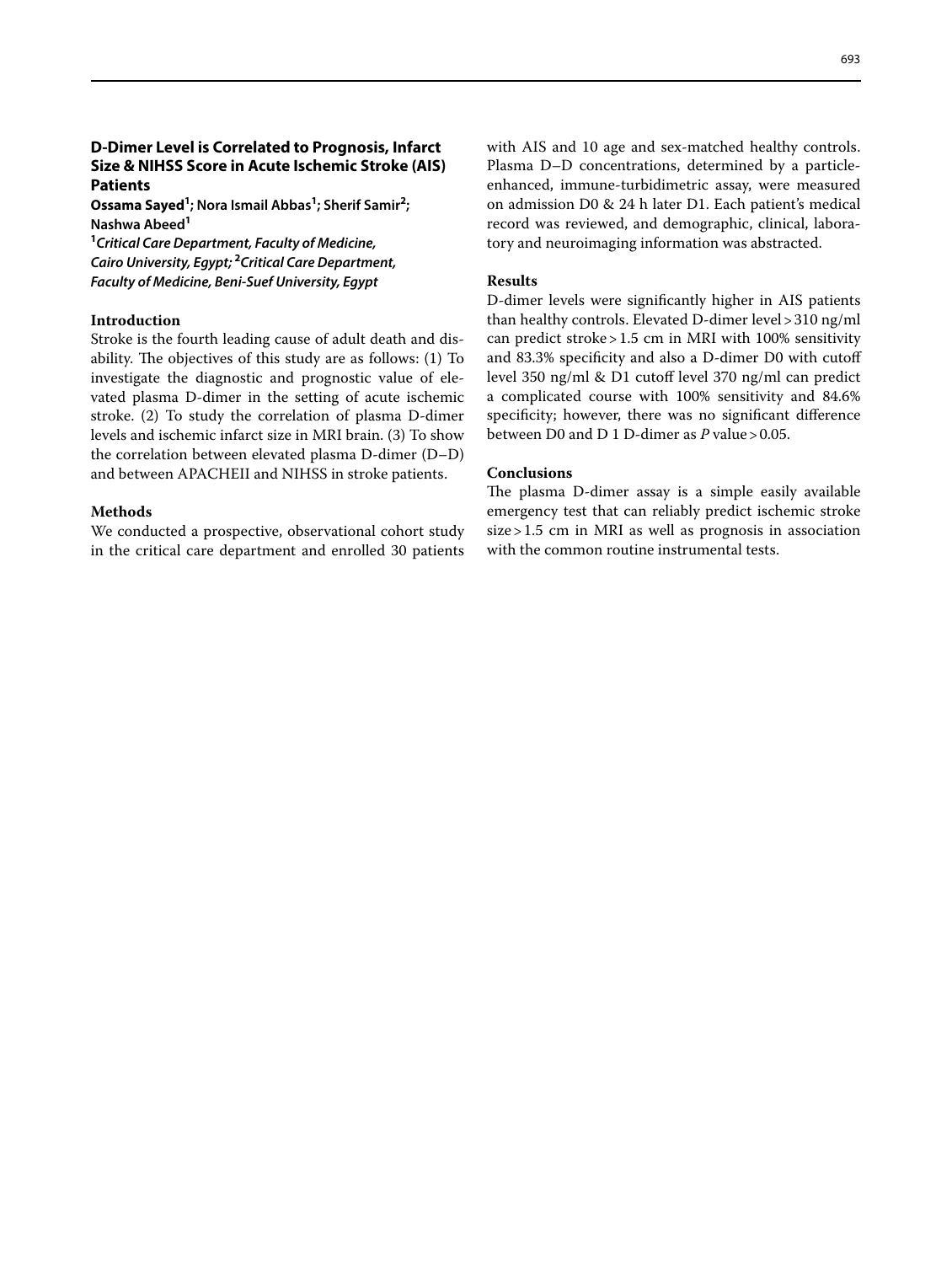## D-Dimer Level is Correlated to Prognosis, Infarct Size & NIHSS Score in Acute Ischemic Stroke (AIS) Patients

**Ossama Sayed[1]; Nora Ismail Abbas[1]; Sherif Samir[2]; Nashwa Abeed[1]**

*[1]Critical Care Department, Faculty of Medicine, Cairo University, Egypt; [2]Critical Care Department, Faculty of Medicine, Beni-Suef University, Egypt*

### Introduction

Stroke is the fourth leading cause of adult death and disability. The objectives of this study are as follows: (1) To investigate the diagnostic and prognostic value of elevated plasma D-dimer in the setting of acute ischemic stroke. (2) To study the correlation of plasma D-dimer levels and ischemic infarct size in MRI brain. (3) To show the correlation between elevated plasma D-dimer (D–D) and between APACHEII and NIHSS in stroke patients.

### Methods

We conducted a prospective, observational cohort study in the critical care department and enrolled 30 patients with AIS and 10 age and sex-matched healthy controls. Plasma D–D concentrations, determined by a particle-enhanced, immune-turbidimetric assay, were measured on admission D0 & 24 h later D1. Each patient's medical record was reviewed, and demographic, clinical, laboratory and neuroimaging information was abstracted.

### Results

D-dimer levels were significantly higher in AIS patients than healthy controls. Elevated D-dimer level > 310 ng/ml can predict stroke > 1.5 cm in MRI with 100% sensitivity and 83.3% specificity and also a D-dimer D0 with cutoff level 350 ng/ml & D1 cutoff level 370 ng/ml can predict a complicated course with 100% sensitivity and 84.6% specificity; however, there was no significant difference between D0 and D 1 D-dimer as *P* value > 0.05.

### Conclusions

The plasma D-dimer assay is a simple easily available emergency test that can reliably predict ischemic stroke size > 1.5 cm in MRI as well as prognosis in association with the common routine instrumental tests.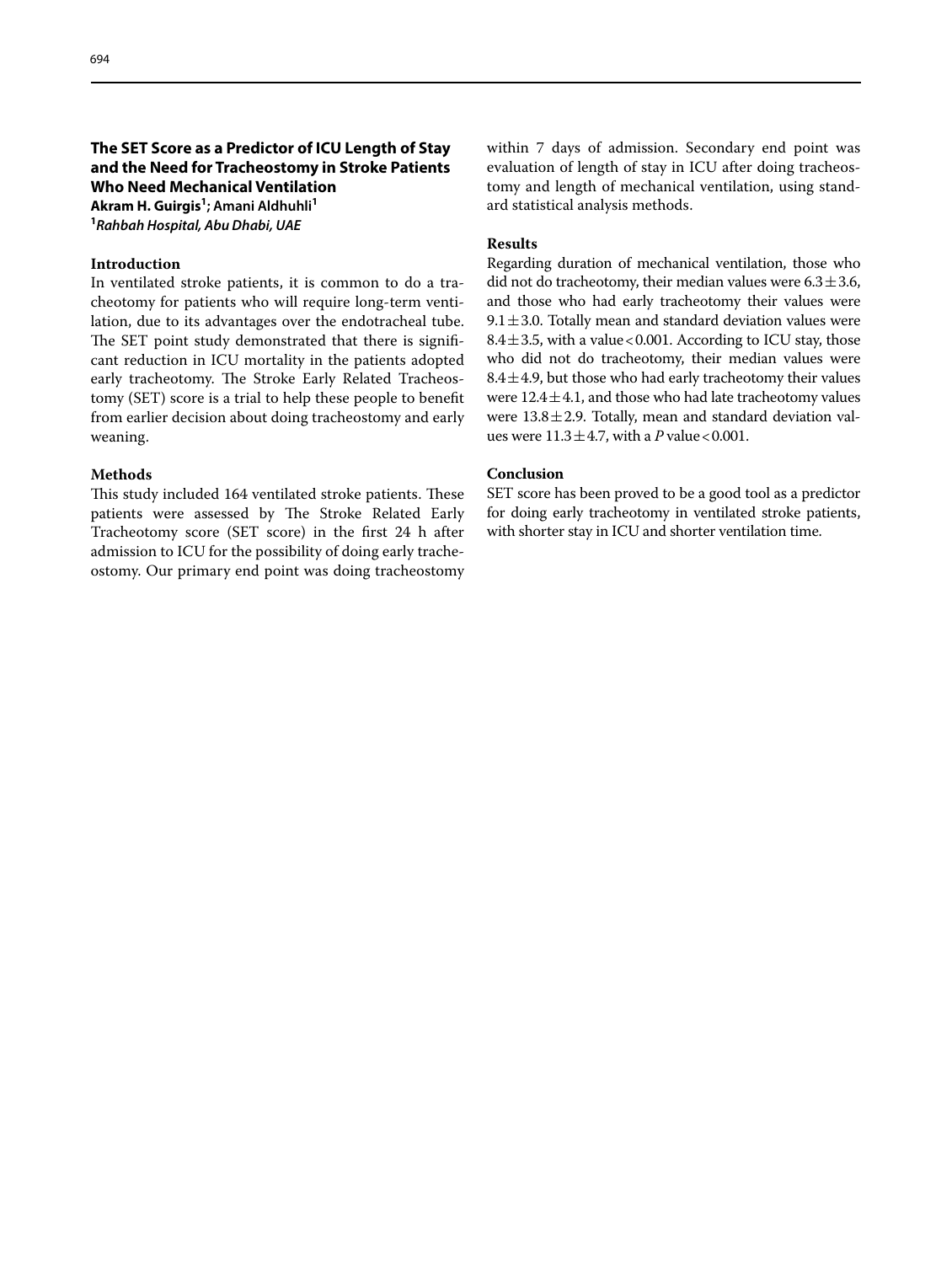## The SET Score as a Predictor of ICU Length of Stay and the Need for Tracheostomy in Stroke Patients Who Need Mechanical Ventilation

**Akram H. Guirgis[1]; Amani Aldhuhli[1]**

[1]*Rahbah Hospital, Abu Dhabi, UAE*

### Introduction

In ventilated stroke patients, it is common to do a tracheotomy for patients who will require long-term ventilation, due to its advantages over the endotracheal tube. The SET point study demonstrated that there is significant reduction in ICU mortality in the patients adopted early tracheotomy. The Stroke Early Related Tracheostomy (SET) score is a trial to help these people to benefit from earlier decision about doing tracheostomy and early weaning.

### Methods

This study included 164 ventilated stroke patients. These patients were assessed by The Stroke Related Early Tracheotomy score (SET score) in the first 24 h after admission to ICU for the possibility of doing early tracheostomy. Our primary end point was doing tracheostomy within 7 days of admission. Secondary end point was evaluation of length of stay in ICU after doing tracheostomy and length of mechanical ventilation, using standard statistical analysis methods.

### Results

Regarding duration of mechanical ventilation, those who did not do tracheotomy, their median values were $6.3 \pm 3.6$, and those who had early tracheotomy their values were $9.1 \pm 3.0$. Totally mean and standard deviation values were $8.4 \pm 3.5$, with a value $< 0.001$. According to ICU stay, those who did not do tracheotomy, their median values were $8.4 \pm 4.9$, but those who had early tracheotomy their values were $12.4 \pm 4.1$, and those who had late tracheotomy values were $13.8 \pm 2.9$. Totally, mean and standard deviation values were $11.3 \pm 4.7$, with a $P$ value $< 0.001$.

### Conclusion

SET score has been proved to be a good tool as a predictor for doing early tracheotomy in ventilated stroke patients, with shorter stay in ICU and shorter ventilation time.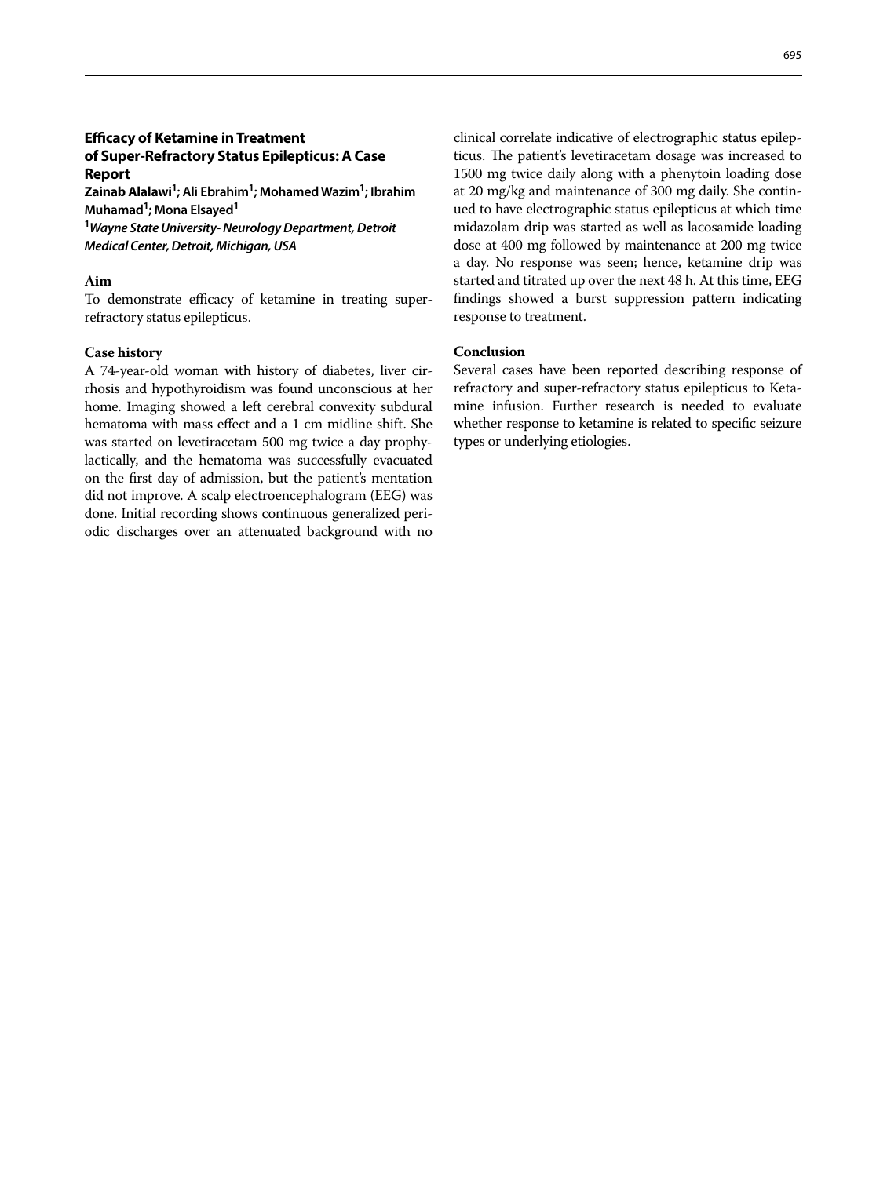## Efficacy of Ketamine in Treatment of Super-Refractory Status Epilepticus: A Case Report

**Zainab Alalawi[1]; Ali Ebrahim[1]; Mohamed Wazim[1]; Ibrahim Muhamad[1]; Mona Elsayed[1]**

[1]*Wayne State University- Neurology Department, Detroit Medical Center, Detroit, Michigan, USA*

### Aim

To demonstrate efficacy of ketamine in treating super-refractory status epilepticus.

### Case history

A 74-year-old woman with history of diabetes, liver cirrhosis and hypothyroidism was found unconscious at her home. Imaging showed a left cerebral convexity subdural hematoma with mass effect and a 1 cm midline shift. She was started on levetiracetam 500 mg twice a day prophylactically, and the hematoma was successfully evacuated on the first day of admission, but the patient's mentation did not improve. A scalp electroencephalogram (EEG) was done. Initial recording shows continuous generalized periodic discharges over an attenuated background with no clinical correlate indicative of electrographic status epilepticus. The patient's levetiracetam dosage was increased to 1500 mg twice daily along with a phenytoin loading dose at 20 mg/kg and maintenance of 300 mg daily. She continued to have electrographic status epilepticus at which time midazolam drip was started as well as lacosamide loading dose at 400 mg followed by maintenance at 200 mg twice a day. No response was seen; hence, ketamine drip was started and titrated up over the next 48 h. At this time, EEG findings showed a burst suppression pattern indicating response to treatment.

### Conclusion

Several cases have been reported describing response of refractory and super-refractory status epilepticus to Ketamine infusion. Further research is needed to evaluate whether response to ketamine is related to specific seizure types or underlying etiologies.